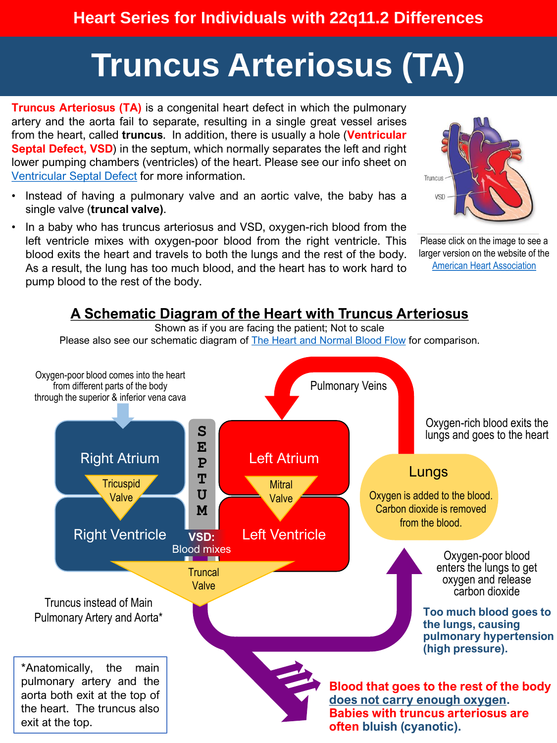Heart Series for Individuals with 22q11.2 Differences

# Truncus Arteriosus (TA)

**Truncus Arteriosus (TA)** is a congenital heart defect in which the pulmonary artery and the aorta fail to separate, resulting in a single great vessel arises from the heart, called **truncus**. In addition, there is usually a hole (**Ventricular Septal Defect, VSD**) in the septum, which normally separates the left and right lower pumping chambers (ventricles) of the heart. Please see our info sheet on Ventricular Septal Defect for more information.

- Instead of having a pulmonary valve and an aortic valve, the baby has a single valve (**truncal valve)**.
- In a baby who has truncus arteriosus and VSD, oxygen-rich blood from the left ventricle mixes with oxygen-poor blood from the right ventricle. This blood exits the heart and travels to both the lungs and the rest of the body. As a result, the lung has too much blood, and the heart has to work hard to pump blood to the rest of the body.

Truncus

VSD

Please click on the image to see a larger version on the website of the American Heart Association

## A Schematic Diagram of the Heart with Truncus Arteriosus

Shown as if you are facing the patient; Not to scale

Please also see our schematic diagram of The Heart and Normal Blood Flow for comparison.

Oxygen-poor blood comes into the heart from different parts of the body through the superior & inferior vena cava

Right Atrium

Tricuspid Valve

Right Ventricle

SEPTUM

VSD: Blood mixes

Left Atrium

Mitral Valve

Left Ventricle

Pulmonary Veins

Oxygen-rich blood exits the lungs and goes to the heart

Lungs

Oxygen is added to the blood. Carbon dioxide is removed from the blood.

Truncal Valve

Truncus instead of Main Pulmonary Artery and Aorta*

Oxygen-poor blood enters the lungs to get oxygen and release carbon dioxide

**Too much blood goes to the lungs, causing pulmonary hypertension (high pressure).**

*Anatomically, the main pulmonary artery and the aorta both exit at the top of the heart. The truncus also exit at the top.

**Blood that goes to the rest of the body does not carry enough oxygen. Babies with truncus arteriosus are often bluish (cyanotic).**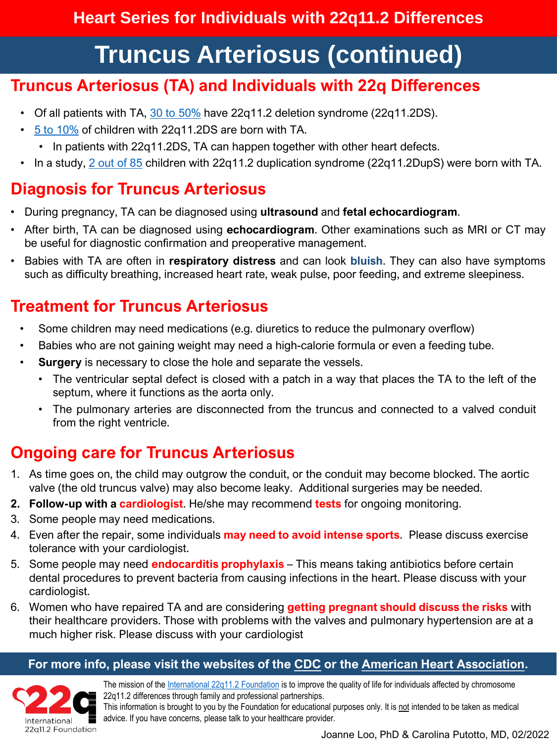Heart Series for Individuals with 22q11.2 Differences

# Truncus Arteriosus (continued)

## Truncus Arteriosus (TA) and Individuals with 22q Differences

- Of all patients with TA, 30 to 50% have 22q11.2 deletion syndrome (22q11.2DS).
- 5 to 10% of children with 22q11.2DS are born with TA.
  - In patients with 22q11.2DS, TA can happen together with other heart defects.
- In a study, 2 out of 85 children with 22q11.2 duplication syndrome (22q11.2DupS) were born with TA.

## Diagnosis for Truncus Arteriosus

- During pregnancy, TA can be diagnosed using **ultrasound** and **fetal echocardiogram**.
- After birth, TA can be diagnosed using **echocardiogram**. Other examinations such as MRI or CT may be useful for diagnostic confirmation and preoperative management.
- Babies with TA are often in **respiratory distress** and can look **bluish**. They can also have symptoms such as difficulty breathing, increased heart rate, weak pulse, poor feeding, and extreme sleepiness.

## Treatment for Truncus Arteriosus

- Some children may need medications (e.g. diuretics to reduce the pulmonary overflow)
- Babies who are not gaining weight may need a high-calorie formula or even a feeding tube.
- **Surgery** is necessary to close the hole and separate the vessels.
  - The ventricular septal defect is closed with a patch in a way that places the TA to the left of the septum, where it functions as the aorta only.
  - The pulmonary arteries are disconnected from the truncus and connected to a valved conduit from the right ventricle.

## Ongoing care for Truncus Arteriosus

1. As time goes on, the child may outgrow the conduit, or the conduit may become blocked. The aortic valve (the old truncus valve) may also become leaky. Additional surgeries may be needed.
2. **Follow-up with a cardiologist**. He/she may recommend **tests** for ongoing monitoring.
3. Some people may need medications.
4. Even after the repair, some individuals **may need to avoid intense sports**. Please discuss exercise tolerance with your cardiologist.
5. Some people may need **endocarditis prophylaxis** – This means taking antibiotics before certain dental procedures to prevent bacteria from causing infections in the heart. Please discuss with your cardiologist.
6. Women who have repaired TA and are considering **getting pregnant should discuss the risks** with their healthcare providers. Those with problems with the valves and pulmonary hypertension are at a much higher risk. Please discuss with your cardiologist

**For more info, please visit the websites of the CDC or the American Heart Association.**

22q International 22q11.2 Foundation

The mission of the International 22q11.2 Foundation is to improve the quality of life for individuals affected by chromosome 22q11.2 differences through family and professional partnerships.
This information is brought to you by the Foundation for educational purposes only. It is not intended to be taken as medical advice. If you have concerns, please talk to your healthcare provider.

Joanne Loo, PhD & Carolina Putotto, MD, 02/2022